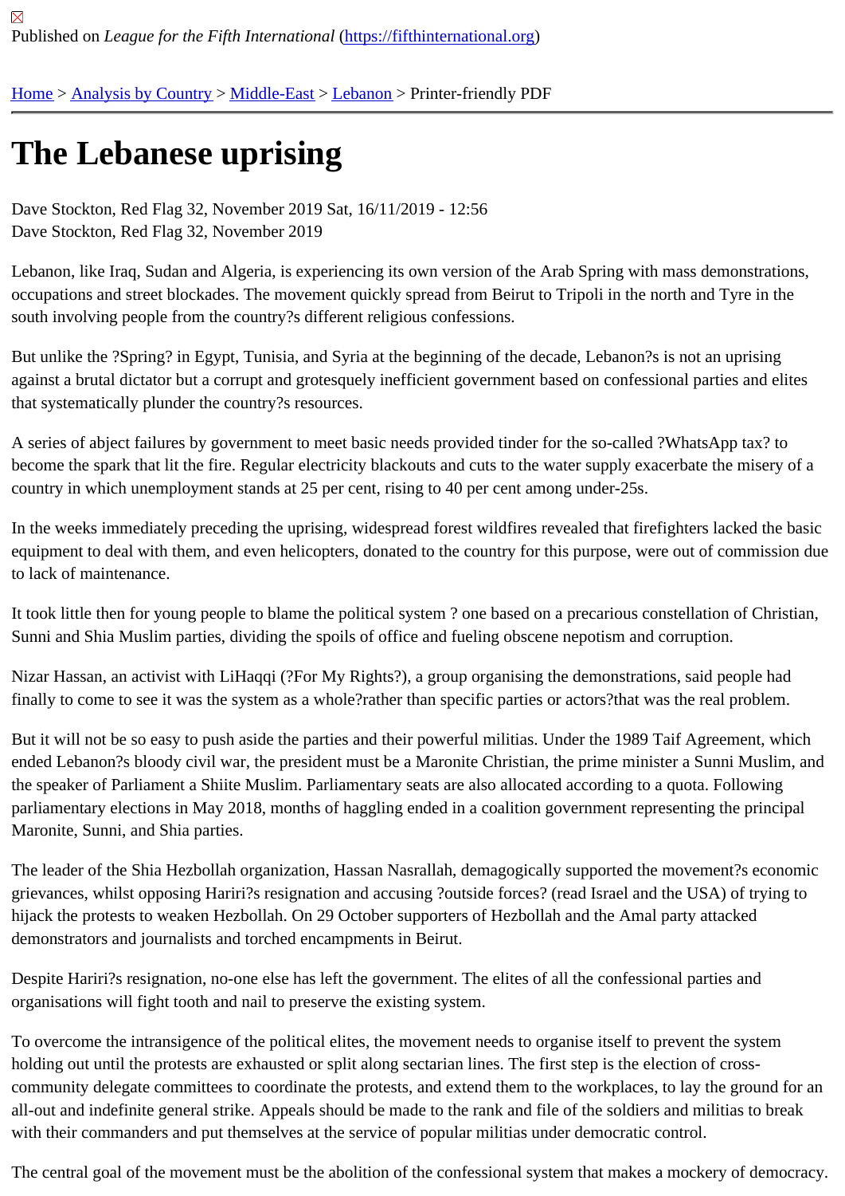Published on *League for the Fifth International* (https://fifthinternational.org)

Home > Analysis by Country > Middle-East > Lebanon > Printer-friendly PDF

# The Lebanese uprising

Dave Stockton, Red Flag 32, November 2019 Sat, 16/11/2019 - 12:56
Dave Stockton, Red Flag 32, November 2019

Lebanon, like Iraq, Sudan and Algeria, is experiencing its own version of the Arab Spring with mass demonstrations, occupations and street blockades. The movement quickly spread from Beirut to Tripoli in the north and Tyre in the south involving people from the country?s different religious confessions.

But unlike the ?Spring? in Egypt, Tunisia, and Syria at the beginning of the decade, Lebanon?s is not an uprising against a brutal dictator but a corrupt and grotesquely inefficient government based on confessional parties and elites that systematically plunder the country?s resources.

A series of abject failures by government to meet basic needs provided tinder for the so-called ?WhatsApp tax? to become the spark that lit the fire. Regular electricity blackouts and cuts to the water supply exacerbate the misery of a country in which unemployment stands at 25 per cent, rising to 40 per cent among under-25s.

In the weeks immediately preceding the uprising, widespread forest wildfires revealed that firefighters lacked the basic equipment to deal with them, and even helicopters, donated to the country for this purpose, were out of commission due to lack of maintenance.

It took little then for young people to blame the political system ? one based on a precarious constellation of Christian, Sunni and Shia Muslim parties, dividing the spoils of office and fueling obscene nepotism and corruption.

Nizar Hassan, an activist with LiHaqqi (?For My Rights?), a group organising the demonstrations, said people had finally to come to see it was the system as a whole?rather than specific parties or actors?that was the real problem.

But it will not be so easy to push aside the parties and their powerful militias. Under the 1989 Taif Agreement, which ended Lebanon?s bloody civil war, the president must be a Maronite Christian, the prime minister a Sunni Muslim, and the speaker of Parliament a Shiite Muslim. Parliamentary seats are also allocated according to a quota. Following parliamentary elections in May 2018, months of haggling ended in a coalition government representing the principal Maronite, Sunni, and Shia parties.

The leader of the Shia Hezbollah organization, Hassan Nasrallah, demagogically supported the movement?s economic grievances, whilst opposing Hariri?s resignation and accusing ?outside forces? (read Israel and the USA) of trying to hijack the protests to weaken Hezbollah. On 29 October supporters of Hezbollah and the Amal party attacked demonstrators and journalists and torched encampments in Beirut.

Despite Hariri?s resignation, no-one else has left the government. The elites of all the confessional parties and organisations will fight tooth and nail to preserve the existing system.

To overcome the intransigence of the political elites, the movement needs to organise itself to prevent the system holding out until the protests are exhausted or split along sectarian lines. The first step is the election of cross-community delegate committees to coordinate the protests, and extend them to the workplaces, to lay the ground for an all-out and indefinite general strike. Appeals should be made to the rank and file of the soldiers and militias to break with their commanders and put themselves at the service of popular militias under democratic control.

The central goal of the movement must be the abolition of the confessional system that makes a mockery of democracy.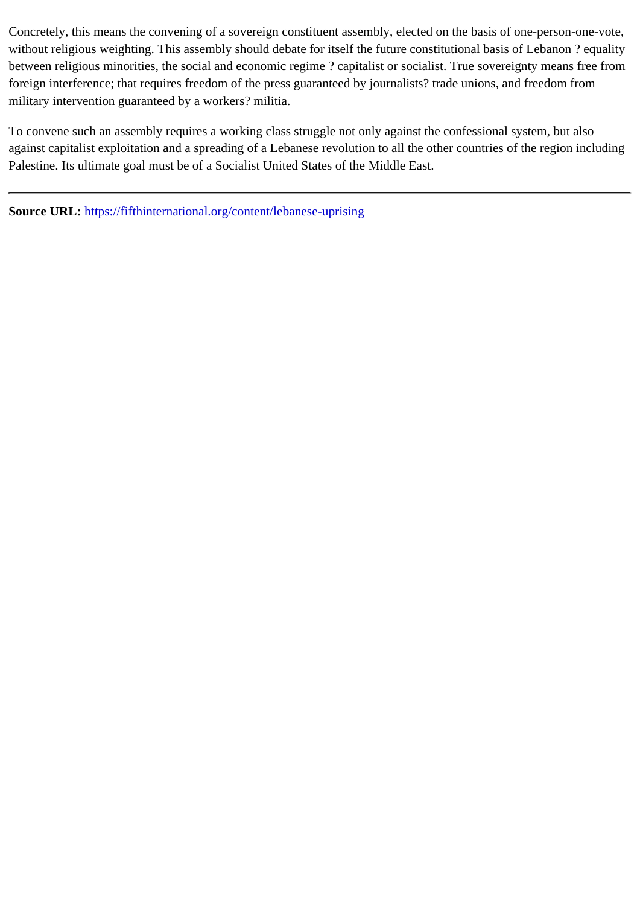Concretely, this means the convening of a sovereign constituent assembly, elected on the basis of one-person-one-vote, without religious weighting. This assembly should debate for itself the future constitutional basis of Lebanon ? equality between religious minorities, the social and economic regime ? capitalist or socialist. True sovereignty means free from foreign interference; that requires freedom of the press guaranteed by journalists? trade unions, and freedom from military intervention guaranteed by a workers? militia.

To convene such an assembly requires a working class struggle not only against the confessional system, but also against capitalist exploitation and a spreading of a Lebanese revolution to all the other countries of the region including Palestine. Its ultimate goal must be of a Socialist United States of the Middle East.

---

**Source URL:** https://fifthinternational.org/content/lebanese-uprising